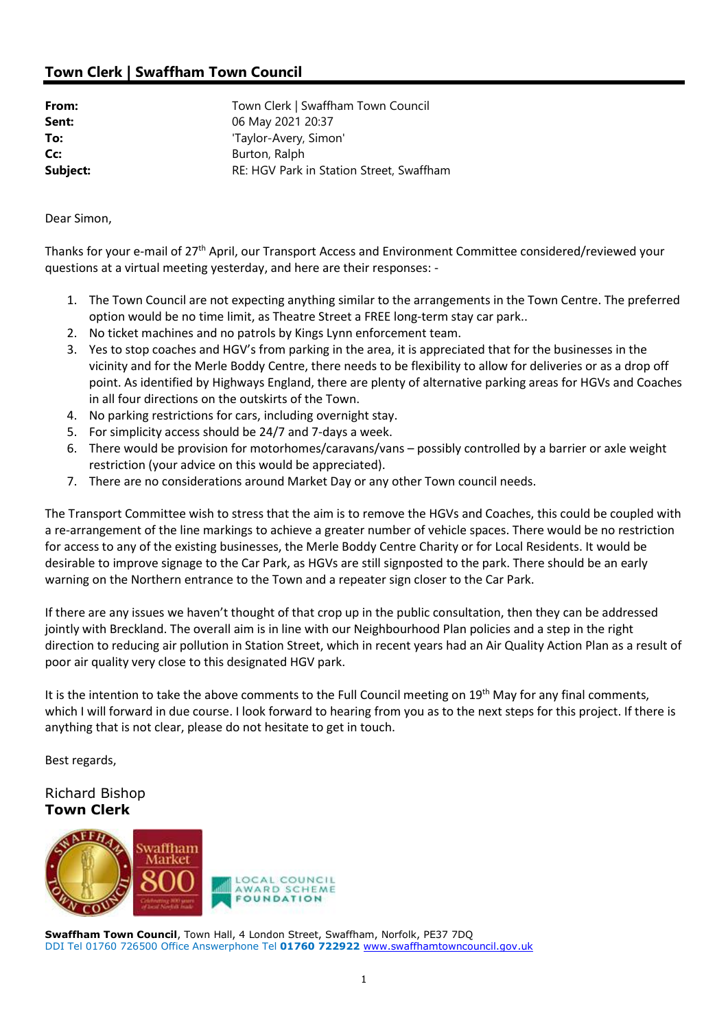## Town Clerk | Swaffham Town Council

| | |
|---|---|
| **From:** | Town Clerk \| Swaffham Town Council |
| **Sent:** | 06 May 2021 20:37 |
| **To:** | 'Taylor-Avery, Simon' |
| **Cc:** | Burton, Ralph |
| **Subject:** | RE: HGV Park in Station Street, Swaffham |

Dear Simon,

Thanks for your e-mail of 27th April, our Transport Access and Environment Committee considered/reviewed your questions at a virtual meeting yesterday, and here are their responses: -

1. The Town Council are not expecting anything similar to the arrangements in the Town Centre. The preferred option would be no time limit, as Theatre Street a FREE long-term stay car park..
2. No ticket machines and no patrols by Kings Lynn enforcement team.
3. Yes to stop coaches and HGV's from parking in the area, it is appreciated that for the businesses in the vicinity and for the Merle Boddy Centre, there needs to be flexibility to allow for deliveries or as a drop off point. As identified by Highways England, there are plenty of alternative parking areas for HGVs and Coaches in all four directions on the outskirts of the Town.
4. No parking restrictions for cars, including overnight stay.
5. For simplicity access should be 24/7 and 7-days a week.
6. There would be provision for motorhomes/caravans/vans – possibly controlled by a barrier or axle weight restriction (your advice on this would be appreciated).
7. There are no considerations around Market Day or any other Town council needs.

The Transport Committee wish to stress that the aim is to remove the HGVs and Coaches, this could be coupled with a re-arrangement of the line markings to achieve a greater number of vehicle spaces. There would be no restriction for access to any of the existing businesses, the Merle Boddy Centre Charity or for Local Residents. It would be desirable to improve signage to the Car Park, as HGVs are still signposted to the park. There should be an early warning on the Northern entrance to the Town and a repeater sign closer to the Car Park.

If there are any issues we haven't thought of that crop up in the public consultation, then they can be addressed jointly with Breckland. The overall aim is in line with our Neighbourhood Plan policies and a step in the right direction to reducing air pollution in Station Street, which in recent years had an Air Quality Action Plan as a result of poor air quality very close to this designated HGV park.

It is the intention to take the above comments to the Full Council meeting on 19th May for any final comments, which I will forward in due course. I look forward to hearing from you as to the next steps for this project. If there is anything that is not clear, please do not hesitate to get in touch.

Best regards,

Richard Bishop
**Town Clerk**

**Swaffham Town Council**, Town Hall, 4 London Street, Swaffham, Norfolk, PE37 7DQ
DDI Tel 01760 726500 Office Answerphone Tel **01760 722922** www.swaffhamtowncouncil.gov.uk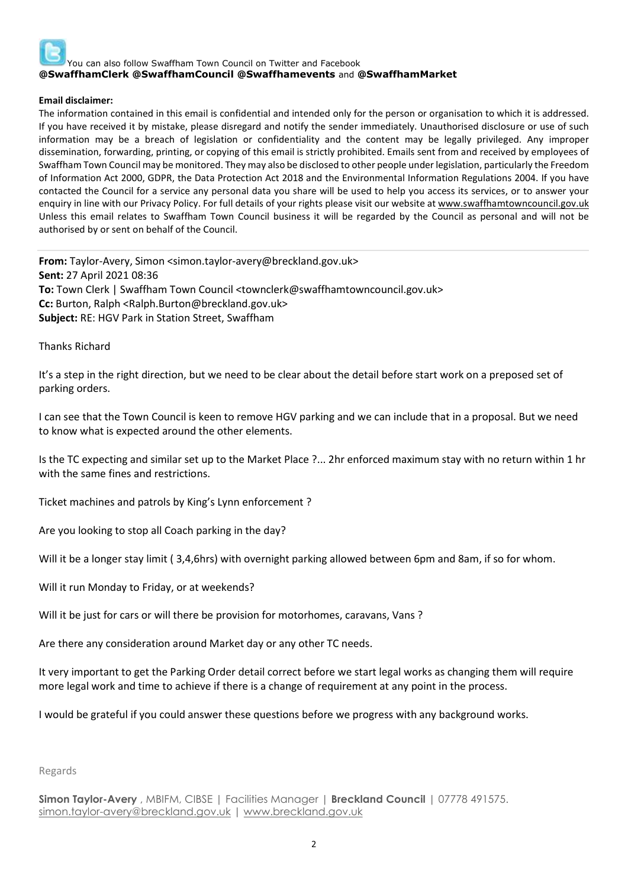You can also follow Swaffham Town Council on Twitter and Facebook
**@SwaffhamClerk @SwaffhamCouncil @Swaffhamevents** and **@SwaffhamMarket**

**Email disclaimer:**
The information contained in this email is confidential and intended only for the person or organisation to which it is addressed. If you have received it by mistake, please disregard and notify the sender immediately. Unauthorised disclosure or use of such information may be a breach of legislation or confidentiality and the content may be legally privileged. Any improper dissemination, forwarding, printing, or copying of this email is strictly prohibited. Emails sent from and received by employees of Swaffham Town Council may be monitored. They may also be disclosed to other people under legislation, particularly the Freedom of Information Act 2000, GDPR, the Data Protection Act 2018 and the Environmental Information Regulations 2004. If you have contacted the Council for a service any personal data you share will be used to help you access its services, or to answer your enquiry in line with our Privacy Policy. For full details of your rights please visit our website at www.swaffhamtowncouncil.gov.uk
Unless this email relates to Swaffham Town Council business it will be regarded by the Council as personal and will not be authorised by or sent on behalf of the Council.

---

**From:** Taylor-Avery, Simon <simon.taylor-avery@breckland.gov.uk>
**Sent:** 27 April 2021 08:36
**To:** Town Clerk | Swaffham Town Council <townclerk@swaffhamtowncouncil.gov.uk>
**Cc:** Burton, Ralph <Ralph.Burton@breckland.gov.uk>
**Subject:** RE: HGV Park in Station Street, Swaffham

Thanks Richard

It's a step in the right direction, but we need to be clear about the detail before start work on a preposed set of parking orders.

I can see that the Town Council is keen to remove HGV parking and we can include that in a proposal. But we need to know what is expected around the other elements.

Is the TC expecting and similar set up to the Market Place ?... 2hr enforced maximum stay with no return within 1 hr with the same fines and restrictions.

Ticket machines and patrols by King's Lynn enforcement ?

Are you looking to stop all Coach parking in the day?

Will it be a longer stay limit ( 3,4,6hrs) with overnight parking allowed between 6pm and 8am, if so for whom.

Will it run Monday to Friday, or at weekends?

Will it be just for cars or will there be provision for motorhomes, caravans, Vans ?

Are there any consideration around Market day or any other TC needs.

It very important to get the Parking Order detail correct before we start legal works as changing them will require more legal work and time to achieve if there is a change of requirement at any point in the process.

I would be grateful if you could answer these questions before we progress with any background works.

Regards

**Simon Taylor-Avery** , MBIFM, CIBSE | Facilities Manager | **Breckland Council** | 07778 491575.
simon.taylor-avery@breckland.gov.uk | www.breckland.gov.uk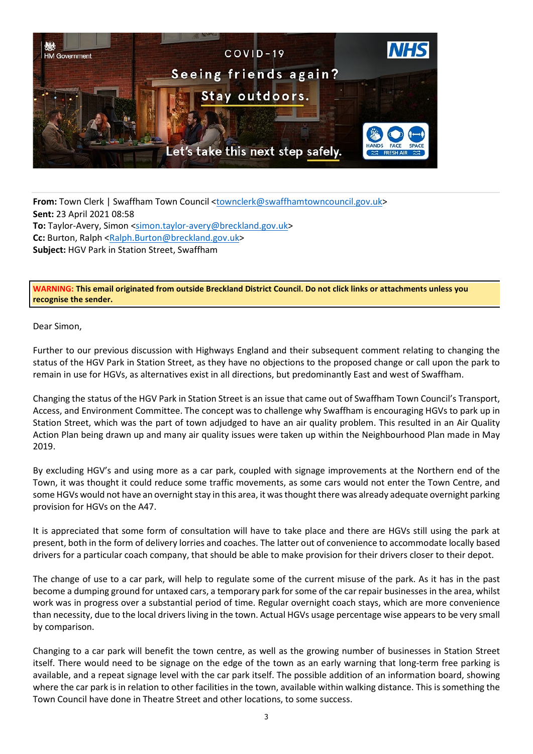**From:** Town Clerk | Swaffham Town Council <townclerk@swaffhamtowncouncil.gov.uk>
**Sent:** 23 April 2021 08:58
**To:** Taylor-Avery, Simon <simon.taylor-avery@breckland.gov.uk>
**Cc:** Burton, Ralph <Ralph.Burton@breckland.gov.uk>
**Subject:** HGV Park in Station Street, Swaffham

**WARNING: This email originated from outside Breckland District Council. Do not click links or attachments unless you recognise the sender.**

Dear Simon,

Further to our previous discussion with Highways England and their subsequent comment relating to changing the status of the HGV Park in Station Street, as they have no objections to the proposed change or call upon the park to remain in use for HGVs, as alternatives exist in all directions, but predominantly East and west of Swaffham.

Changing the status of the HGV Park in Station Street is an issue that came out of Swaffham Town Council's Transport, Access, and Environment Committee. The concept was to challenge why Swaffham is encouraging HGVs to park up in Station Street, which was the part of town adjudged to have an air quality problem. This resulted in an Air Quality Action Plan being drawn up and many air quality issues were taken up within the Neighbourhood Plan made in May 2019.

By excluding HGV's and using more as a car park, coupled with signage improvements at the Northern end of the Town, it was thought it could reduce some traffic movements, as some cars would not enter the Town Centre, and some HGVs would not have an overnight stay in this area, it was thought there was already adequate overnight parking provision for HGVs on the A47.

It is appreciated that some form of consultation will have to take place and there are HGVs still using the park at present, both in the form of delivery lorries and coaches. The latter out of convenience to accommodate locally based drivers for a particular coach company, that should be able to make provision for their drivers closer to their depot.

The change of use to a car park, will help to regulate some of the current misuse of the park. As it has in the past become a dumping ground for untaxed cars, a temporary park for some of the car repair businesses in the area, whilst work was in progress over a substantial period of time. Regular overnight coach stays, which are more convenience than necessity, due to the local drivers living in the town. Actual HGVs usage percentage wise appears to be very small by comparison.

Changing to a car park will benefit the town centre, as well as the growing number of businesses in Station Street itself. There would need to be signage on the edge of the town as an early warning that long-term free parking is available, and a repeat signage level with the car park itself. The possible addition of an information board, showing where the car park is in relation to other facilities in the town, available within walking distance. This is something the Town Council have done in Theatre Street and other locations, to some success.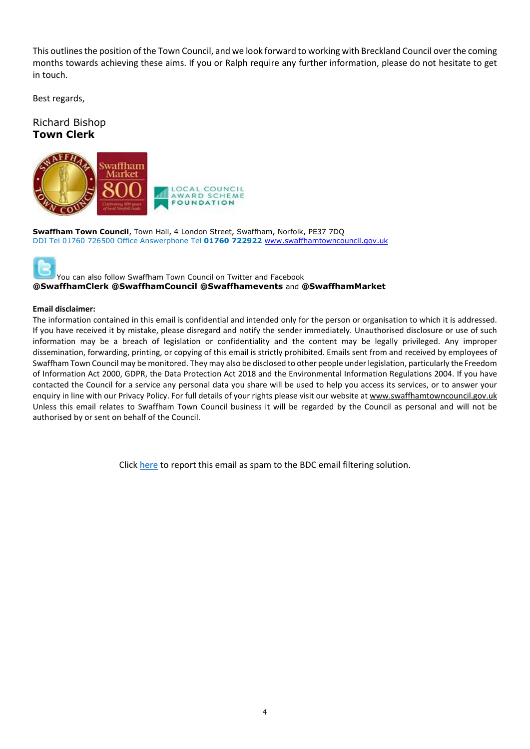This outlines the position of the Town Council, and we look forward to working with Breckland Council over the coming months towards achieving these aims. If you or Ralph require any further information, please do not hesitate to get in touch.

Best regards,

Richard Bishop
**Town Clerk**

**Swaffham Town Council**, Town Hall, 4 London Street, Swaffham, Norfolk, PE37 7DQ
DDI Tel 01760 726500 Office Answerphone Tel **01760 722922** www.swaffhamtowncouncil.gov.uk

You can also follow Swaffham Town Council on Twitter and Facebook
**@SwaffhamClerk @SwaffhamCouncil @Swaffhamevents** and **@SwaffhamMarket**

**Email disclaimer:**
The information contained in this email is confidential and intended only for the person or organisation to which it is addressed. If you have received it by mistake, please disregard and notify the sender immediately. Unauthorised disclosure or use of such information may be a breach of legislation or confidentiality and the content may be legally privileged. Any improper dissemination, forwarding, printing, or copying of this email is strictly prohibited. Emails sent from and received by employees of Swaffham Town Council may be monitored. They may also be disclosed to other people under legislation, particularly the Freedom of Information Act 2000, GDPR, the Data Protection Act 2018 and the Environmental Information Regulations 2004. If you have contacted the Council for a service any personal data you share will be used to help you access its services, or to answer your enquiry in line with our Privacy Policy. For full details of your rights please visit our website at www.swaffhamtowncouncil.gov.uk Unless this email relates to Swaffham Town Council business it will be regarded by the Council as personal and will not be authorised by or sent on behalf of the Council.

Click here to report this email as spam to the BDC email filtering solution.